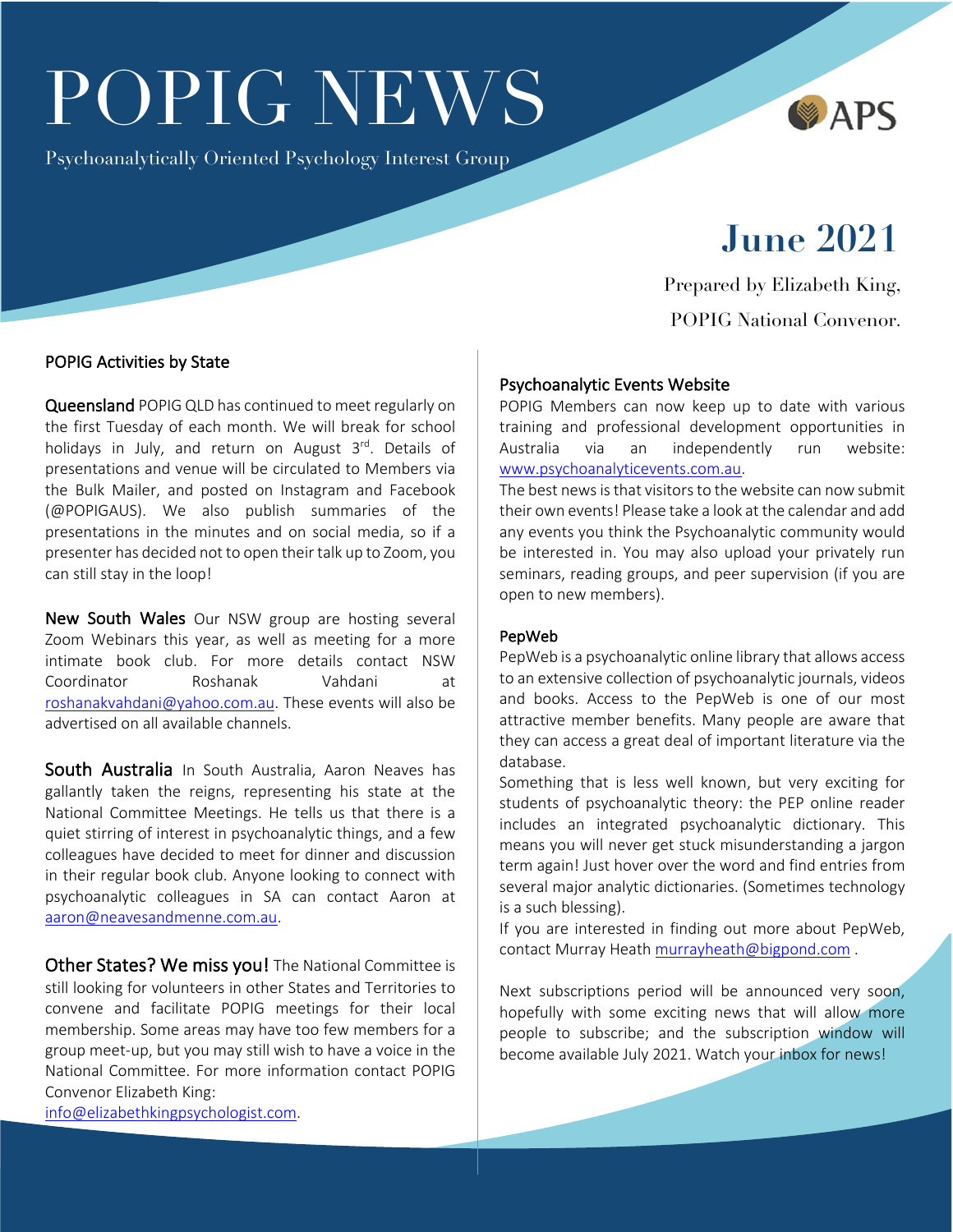# POPIG NEWS

Psychoanalytically Oriented Psychology Interest Group

APS

## June 2021

Prepared by Elizabeth King,

POPIG National Convenor.

### POPIG Activities by State

**Queensland** POPIG QLD has continued to meet regularly on the first Tuesday of each month. We will break for school holidays in July, and return on August 3rd. Details of presentations and venue will be circulated to Members via the Bulk Mailer, and posted on Instagram and Facebook (@POPIGAUS). We also publish summaries of the presentations in the minutes and on social media, so if a presenter has decided not to open their talk up to Zoom, you can still stay in the loop!

**New South Wales** Our NSW group are hosting several Zoom Webinars this year, as well as meeting for a more intimate book club. For more details contact NSW Coordinator Roshanak Vahdani at roshanakvahdani@yahoo.com.au. These events will also be advertised on all available channels.

**South Australia** In South Australia, Aaron Neaves has gallantly taken the reigns, representing his state at the National Committee Meetings. He tells us that there is a quiet stirring of interest in psychoanalytic things, and a few colleagues have decided to meet for dinner and discussion in their regular book club. Anyone looking to connect with psychoanalytic colleagues in SA can contact Aaron at aaron@neavesandmenne.com.au.

**Other States? We miss you!** The National Committee is still looking for volunteers in other States and Territories to convene and facilitate POPIG meetings for their local membership. Some areas may have too few members for a group meet-up, but you may still wish to have a voice in the National Committee. For more information contact POPIG Convenor Elizabeth King: info@elizabethkingpsychologist.com.

### Psychoanalytic Events Website

POPIG Members can now keep up to date with various training and professional development opportunities in Australia via an independently run website: www.psychoanalyticevents.com.au.

The best news is that visitors to the website can now submit their own events! Please take a look at the calendar and add any events you think the Psychoanalytic community would be interested in. You may also upload your privately run seminars, reading groups, and peer supervision (if you are open to new members).

### PepWeb

PepWeb is a psychoanalytic online library that allows access to an extensive collection of psychoanalytic journals, videos and books. Access to the PepWeb is one of our most attractive member benefits. Many people are aware that they can access a great deal of important literature via the database.

Something that is less well known, but very exciting for students of psychoanalytic theory: the PEP online reader includes an integrated psychoanalytic dictionary. This means you will never get stuck misunderstanding a jargon term again! Just hover over the word and find entries from several major analytic dictionaries. (Sometimes technology is a such blessing).

If you are interested in finding out more about PepWeb, contact Murray Heath murrayheath@bigpond.com .

Next subscriptions period will be announced very soon, hopefully with some exciting news that will allow more people to subscribe; and the subscription window will become available July 2021. Watch your inbox for news!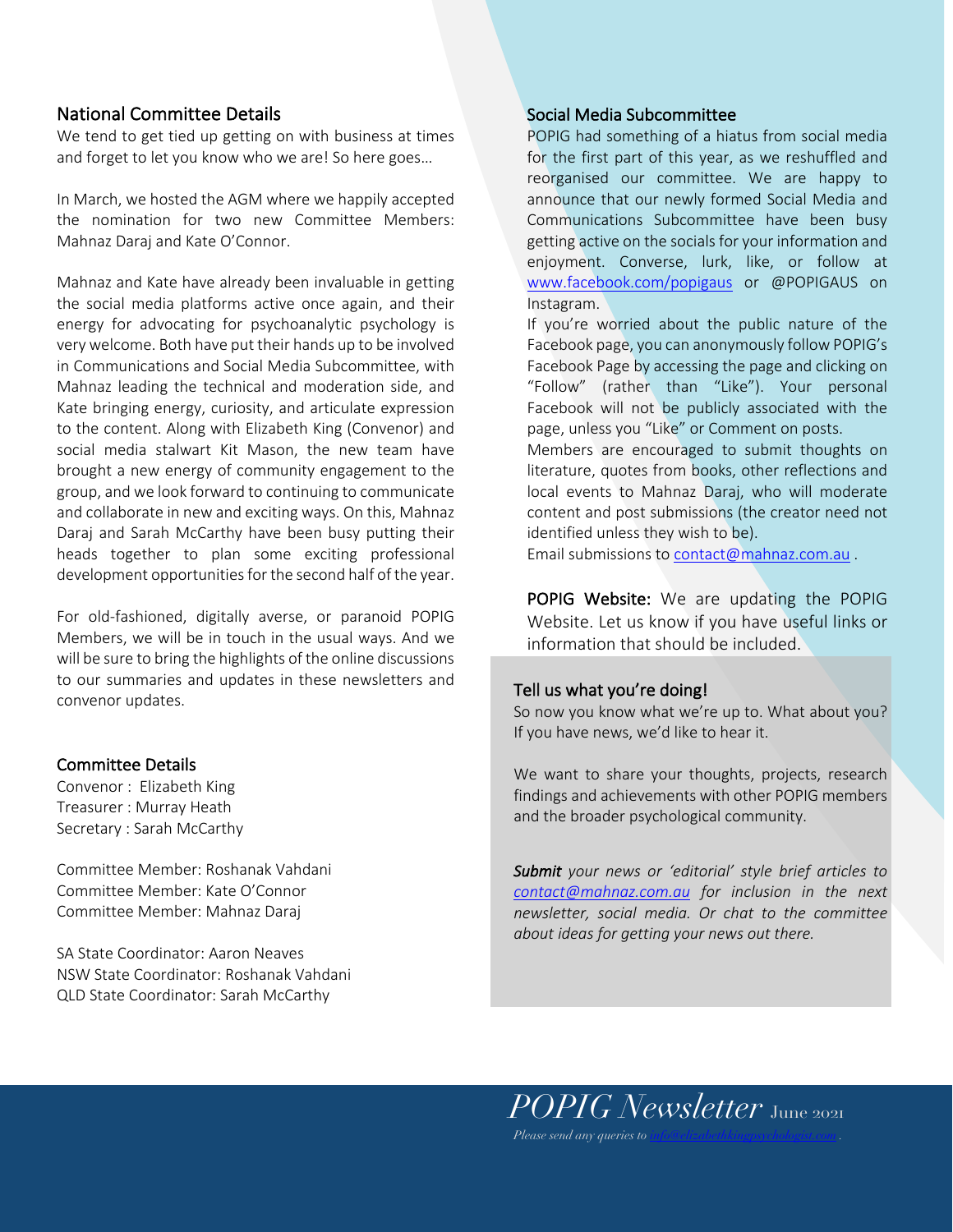## National Committee Details

We tend to get tied up getting on with business at times and forget to let you know who we are! So here goes…

In March, we hosted the AGM where we happily accepted the nomination for two new Committee Members: Mahnaz Daraj and Kate O'Connor.

Mahnaz and Kate have already been invaluable in getting the social media platforms active once again, and their energy for advocating for psychoanalytic psychology is very welcome. Both have put their hands up to be involved in Communications and Social Media Subcommittee, with Mahnaz leading the technical and moderation side, and Kate bringing energy, curiosity, and articulate expression to the content. Along with Elizabeth King (Convenor) and social media stalwart Kit Mason, the new team have brought a new energy of community engagement to the group, and we look forward to continuing to communicate and collaborate in new and exciting ways. On this, Mahnaz Daraj and Sarah McCarthy have been busy putting their heads together to plan some exciting professional development opportunities for the second half of the year.

For old-fashioned, digitally averse, or paranoid POPIG Members, we will be in touch in the usual ways. And we will be sure to bring the highlights of the online discussions to our summaries and updates in these newsletters and convenor updates.

## Committee Details

Convenor : Elizabeth King
Treasurer : Murray Heath
Secretary : Sarah McCarthy

Committee Member: Roshanak Vahdani
Committee Member: Kate O'Connor
Committee Member: Mahnaz Daraj

SA State Coordinator: Aaron Neaves
NSW State Coordinator: Roshanak Vahdani
QLD State Coordinator: Sarah McCarthy

## Social Media Subcommittee

POPIG had something of a hiatus from social media for the first part of this year, as we reshuffled and reorganised our committee. We are happy to announce that our newly formed Social Media and Communications Subcommittee have been busy getting active on the socials for your information and enjoyment. Converse, lurk, like, or follow at www.facebook.com/popigaus or @POPIGAUS on Instagram.

If you're worried about the public nature of the Facebook page, you can anonymously follow POPIG's Facebook Page by accessing the page and clicking on "Follow" (rather than "Like"). Your personal Facebook will not be publicly associated with the page, unless you "Like" or Comment on posts.

Members are encouraged to submit thoughts on literature, quotes from books, other reflections and local events to Mahnaz Daraj, who will moderate content and post submissions (the creator need not identified unless they wish to be).

Email submissions to contact@mahnaz.com.au .

**POPIG Website:** We are updating the POPIG Website. Let us know if you have useful links or information that should be included.

## Tell us what you're doing!

So now you know what we're up to. What about you? If you have news, we'd like to hear it.

We want to share your thoughts, projects, research findings and achievements with other POPIG members and the broader psychological community.

***Submit*** *your news or 'editorial' style brief articles to contact@mahnaz.com.au for inclusion in the next newsletter, social media. Or chat to the committee about ideas for getting your news out there.*

*POPIG Newsletter* June 2021

*Please send any queries to info@elizabethkingpsychologist.com.*